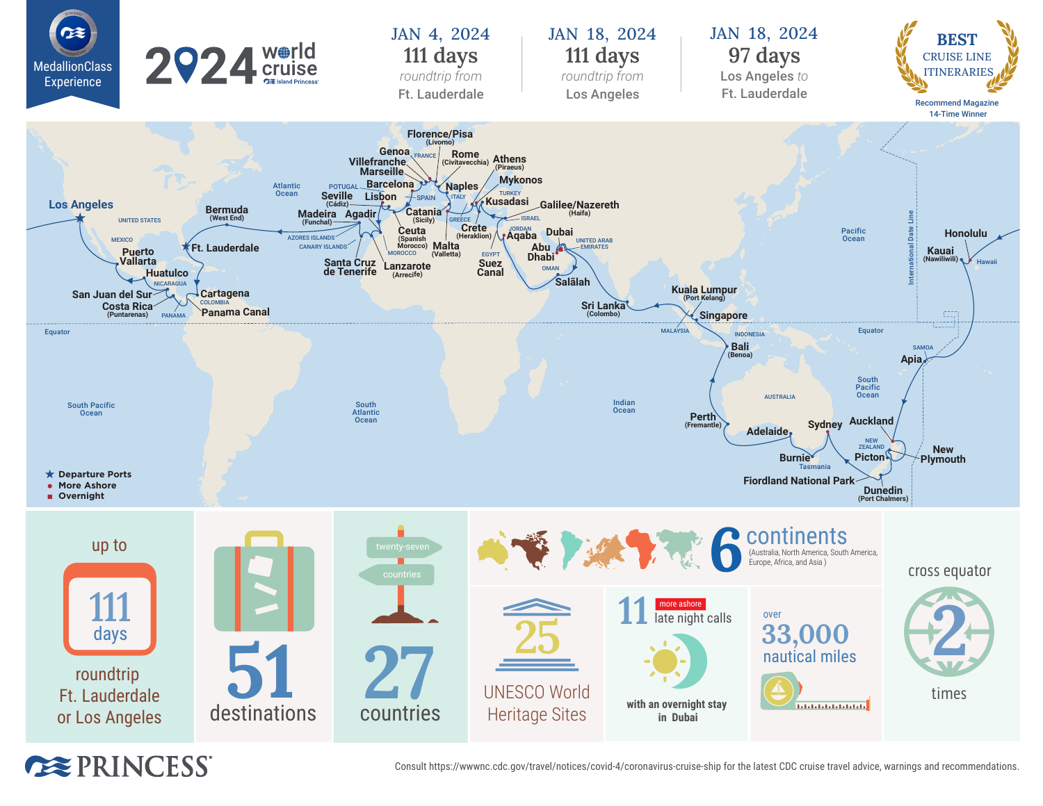MedallionClass Experience

# 2024 world cruise

Island Princess

| JAN 4, 2024 | JAN 18, 2024 | JAN 18, 2024 |
|---|---|---|
| 111 days | 111 days | 97 days |
| roundtrip from Ft. Lauderdale | roundtrip from Los Angeles | Los Angeles to Ft. Lauderdale |

BEST CRUISE LINE ITINERARIES
Recommend Magazine 14-Time Winner

Los Angeles, Puerto Vallarta, Huatulco, San Juan del Sur, Costa Rica (Puntarenas), Panama Canal, Cartagena, Ft. Lauderdale, Bermuda (West End), Madeira (Funchal), Santa Cruz de Tenerife, Lanzarote (Arrecife), Agadir, Ceuta (Spanish Morocco), Seville (Cádiz), Lisbon, Barcelona, Marseille, Villefranche, Genoa, Florence/Pisa (Livorno), Rome (Civitavecchia), Naples, Catania (Sicily), Malta (Valletta), Athens (Piraeus), Mykonos, Kusadasi, Crete (Heraklion), Galilee/Nazereth (Haifa), Suez Canal, Aqaba, Dubai, Abu Dhabi, Salālah, Sri Lanka (Colombo), Kuala Lumpur (Port Kelang), Singapore, Bali (Benoa), Perth (Fremantle), Adelaide, Burnie (Tasmania), Sydney, Fiordland National Park, Dunedin (Port Chalmers), Picton, New Plymouth, Auckland, Apia, Kauai (Nawiliwili), Honolulu

- ★ Departure Ports
- ● More Ashore
- ■ Overnight

up to **111 days** roundtrip Ft. Lauderdale or Los Angeles

**51** destinations

**27** countries (twenty-seven countries)

**6** continents (Australia, North America, South America, Europe, Africa, and Asia )

**25** UNESCO World Heritage Sites

**11** more ashore late night calls with an overnight stay in Dubai

over **33,000** nautical miles

cross equator **2** times

PRINCESS

Consult https://wwwnc.cdc.gov/travel/notices/covid-4/coronavirus-cruise-ship for the latest CDC cruise travel advice, warnings and recommendations.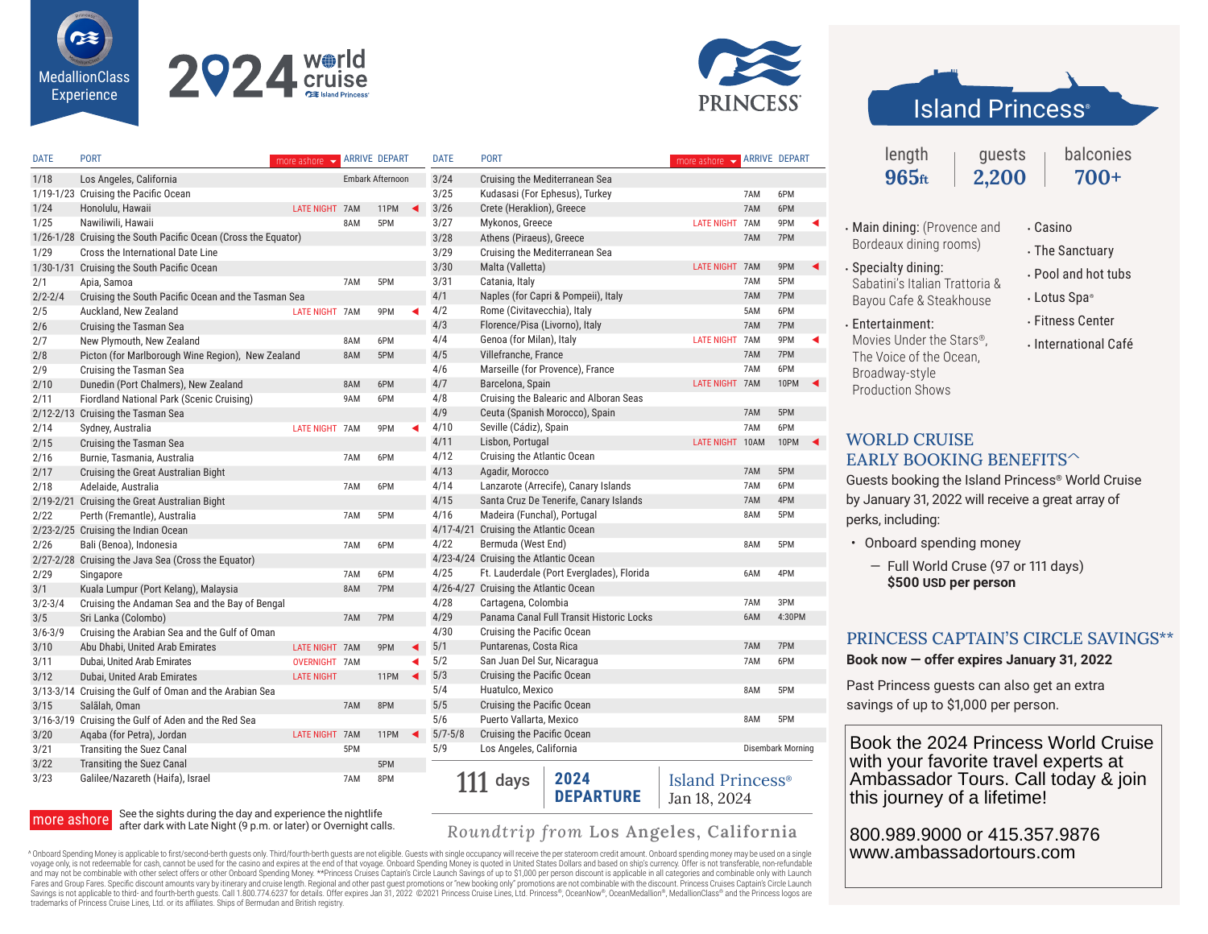MedallionClass Experience

# 2024 world cruise

Island Princess

PRINCESS

| DATE | PORT | more ashore | ARRIVE | DEPART | |
|---|---|---|---|---|---|
| 1/18 | Los Angeles, California | | Embark Afternoon | | |
| 1/19-1/23 | Cruising the Pacific Ocean | | | | |
| 1/24 | Honolulu, Hawaii | LATE NIGHT | 7AM | 11PM | ◄ |
| 1/25 | Nawiliwili, Hawaii | | 8AM | 5PM | |
| 1/26-1/28 | Cruising the South Pacific Ocean (Cross the Equator) | | | | |
| 1/29 | Cross the International Date Line | | | | |
| 1/30-1/31 | Cruising the South Pacific Ocean | | | | |
| 2/1 | Apia, Samoa | | 7AM | 5PM | |
| 2/2-2/4 | Cruising the South Pacific Ocean and the Tasman Sea | | | | |
| 2/5 | Auckland, New Zealand | LATE NIGHT | 7AM | 9PM | ◄ |
| 2/6 | Cruising the Tasman Sea | | | | |
| 2/7 | New Plymouth, New Zealand | | 8AM | 6PM | |
| 2/8 | Picton (for Marlborough Wine Region), New Zealand | | 8AM | 5PM | |
| 2/9 | Cruising the Tasman Sea | | | | |
| 2/10 | Dunedin (Port Chalmers), New Zealand | | 8AM | 6PM | |
| 2/11 | Fiordland National Park (Scenic Cruising) | | 9AM | 6PM | |
| 2/12-2/13 | Cruising the Tasman Sea | | | | |
| 2/14 | Sydney, Australia | LATE NIGHT | 7AM | 9PM | ◄ |
| 2/15 | Cruising the Tasman Sea | | | | |
| 2/16 | Burnie, Tasmania, Australia | | 7AM | 6PM | |
| 2/17 | Cruising the Great Australian Bight | | | | |
| 2/18 | Adelaide, Australia | | 7AM | 6PM | |
| 2/19-2/21 | Cruising the Great Australian Bight | | | | |
| 2/22 | Perth (Fremantle), Australia | | 7AM | 5PM | |
| 2/23-2/25 | Cruising the Indian Ocean | | | | |
| 2/26 | Bali (Benoa), Indonesia | | 7AM | 6PM | |
| 2/27-2/28 | Cruising the Java Sea (Cross the Equator) | | | | |
| 2/29 | Singapore | | 7AM | 6PM | |
| 3/1 | Kuala Lumpur (Port Kelang), Malaysia | | 8AM | 7PM | |
| 3/2-3/4 | Cruising the Andaman Sea and the Bay of Bengal | | | | |
| 3/5 | Sri Lanka (Colombo) | | 7AM | 7PM | |
| 3/6-3/9 | Cruising the Arabian Sea and the Gulf of Oman | | | | |
| 3/10 | Abu Dhabi, United Arab Emirates | LATE NIGHT | 7AM | 9PM | ◄ |
| 3/11 | Dubai, United Arab Emirates | OVERNIGHT | 7AM | | ◄ |
| 3/12 | Dubai, United Arab Emirates | LATE NIGHT | | 11PM | ◄ |
| 3/13-3/14 | Cruising the Gulf of Oman and the Arabian Sea | | | | |
| 3/15 | Salālah, Oman | | 7AM | 8PM | |
| 3/16-3/19 | Cruising the Gulf of Aden and the Red Sea | | | | |
| 3/20 | Aqaba (for Petra), Jordan | LATE NIGHT | 7AM | 11PM | ◄ |
| 3/21 | Transiting the Suez Canal | | 5PM | | |
| 3/22 | Transiting the Suez Canal | | | 5PM | |
| 3/23 | Galilee/Nazareth (Haifa), Israel | | 7AM | 8PM | |
| 3/24 | Cruising the Mediterranean Sea | | | | |
| 3/25 | Kudasasi (For Ephesus), Turkey | | 7AM | 6PM | |
| 3/26 | Crete (Heraklion), Greece | | 7AM | 6PM | |
| 3/27 | Mykonos, Greece | LATE NIGHT | 7AM | 9PM | ◄ |
| 3/28 | Athens (Piraeus), Greece | | 7AM | 7PM | |
| 3/29 | Cruising the Mediterranean Sea | | | | |
| 3/30 | Malta (Valletta) | LATE NIGHT | 7AM | 9PM | ◄ |
| 3/31 | Catania, Italy | | 7AM | 5PM | |
| 4/1 | Naples (for Capri & Pompeii), Italy | | 7AM | 7PM | |
| 4/2 | Rome (Civitavecchia), Italy | | 5AM | 6PM | |
| 4/3 | Florence/Pisa (Livorno), Italy | | 7AM | 7PM | |
| 4/4 | Genoa (for Milan), Italy | LATE NIGHT | 7AM | 9PM | ◄ |
| 4/5 | Villefranche, France | | 7AM | 7PM | |
| 4/6 | Marseille (for Provence), France | | 7AM | 6PM | |
| 4/7 | Barcelona, Spain | LATE NIGHT | 7AM | 10PM | ◄ |
| 4/8 | Cruising the Balearic and Alboran Seas | | | | |
| 4/9 | Ceuta (Spanish Morocco), Spain | | 7AM | 5PM | |
| 4/10 | Seville (Cádiz), Spain | | 7AM | 6PM | |
| 4/11 | Lisbon, Portugal | LATE NIGHT | 10AM | 10PM | ◄ |
| 4/12 | Cruising the Atlantic Ocean | | | | |
| 4/13 | Agadir, Morocco | | 7AM | 5PM | |
| 4/14 | Lanzarote (Arrecife), Canary Islands | | 7AM | 6PM | |
| 4/15 | Santa Cruz De Tenerife, Canary Islands | | 7AM | 4PM | |
| 4/16 | Madeira (Funchal), Portugal | | 8AM | 5PM | |
| 4/17-4/21 | Cruising the Atlantic Ocean | | | | |
| 4/22 | Bermuda (West End) | | 8AM | 5PM | |
| 4/23-4/24 | Cruising the Atlantic Ocean | | | | |
| 4/25 | Ft. Lauderdale (Port Everglades), Florida | | 6AM | 4PM | |
| 4/26-4/27 | Cruising the Atlantic Ocean | | | | |
| 4/28 | Cartagena, Colombia | | 7AM | 3PM | |
| 4/29 | Panama Canal Full Transit Historic Locks | | 6AM | 4:30PM | |
| 4/30 | Cruising the Pacific Ocean | | | | |
| 5/1 | Puntarenas, Costa Rica | | 7AM | 7PM | |
| 5/2 | San Juan Del Sur, Nicaragua | | 7AM | 6PM | |
| 5/3 | Cruising the Pacific Ocean | | | | |
| 5/4 | Huatulco, Mexico | | 8AM | 5PM | |
| 5/5 | Cruising the Pacific Ocean | | | | |
| 5/6 | Puerto Vallarta, Mexico | | 8AM | 5PM | |
| 5/7-5/8 | Cruising the Pacific Ocean | | | | |
| 5/9 | Los Angeles, California | | Disembark Morning | | |

**more ashore** See the sights during the day and experience the nightlife after dark with Late Night (9 p.m. or later) or Overnight calls.

**111 days** | **2024 DEPARTURE** | Island Princess® Jan 18, 2024

*Roundtrip from* **Los Angeles, California**

## Island Princess®

| length | guests | balconies |
|---|---|---|
| **965ft** | **2,200** | **700+** |

- Main dining: (Provence and Bordeaux dining rooms)
- Specialty dining: Sabatini's Italian Trattoria & Bayou Cafe & Steakhouse
- Entertainment: Movies Under the Stars®, The Voice of the Ocean, Broadway-style Production Shows
- Casino
- The Sanctuary
- Pool and hot tubs
- Lotus Spa®
- Fitness Center
- International Café

## WORLD CRUISE EARLY BOOKING BENEFITS^

Guests booking the Island Princess® World Cruise by January 31, 2022 will receive a great array of perks, including:

- Onboard spending money
  - Full World Cruise (97 or 111 days) **$500 USD per person**

## PRINCESS CAPTAIN'S CIRCLE SAVINGS**

**Book now — offer expires January 31, 2022**

Past Princess guests can also get an extra savings of up to $1,000 per person.

Book the 2024 Princess World Cruise with your favorite travel experts at Ambassador Tours. Call today & join this journey of a lifetime!

800.989.9000 or 415.357.9876
www.ambassadortours.com

^ Onboard Spending Money is applicable to first/second-berth guests only. Third/fourth-berth guests are not eligible. Guests with single occupancy will receive the per stateroom credit amount. Onboard spending money may be used on a single voyage only, is not redeemable for cash, cannot be used for the casino and expires at the end of that voyage. Onboard Spending Money is quoted in United States Dollars and based on ship's currency. Offer is not transferable, non-refundable and may not be combinable with other select offers or other Onboard Spending Money. **Princess Cruises Captain's Circle Launch Savings of up to $1,000 per person discount is applicable in all categories and combinable only with Launch Fares and Group Fares. Specific discount amounts vary by itinerary and cruise length. Regional and other past guest promotions or "new booking only" promotions are not combinable with the discount. Princess Cruises Captain's Circle Launch Savings is not applicable to third- and fourth-berth guests. Call 1.800.774.6237 for details. Offer expires Jan 31, 2022 ©2021 Princess Cruise Lines, Ltd. Princess®, OceanNow®, OceanMedallion®, MedallionClass® and the Princess logos are trademarks of Princess Cruise Lines, Ltd. or its affiliates. Ships of Bermudan and British registry.